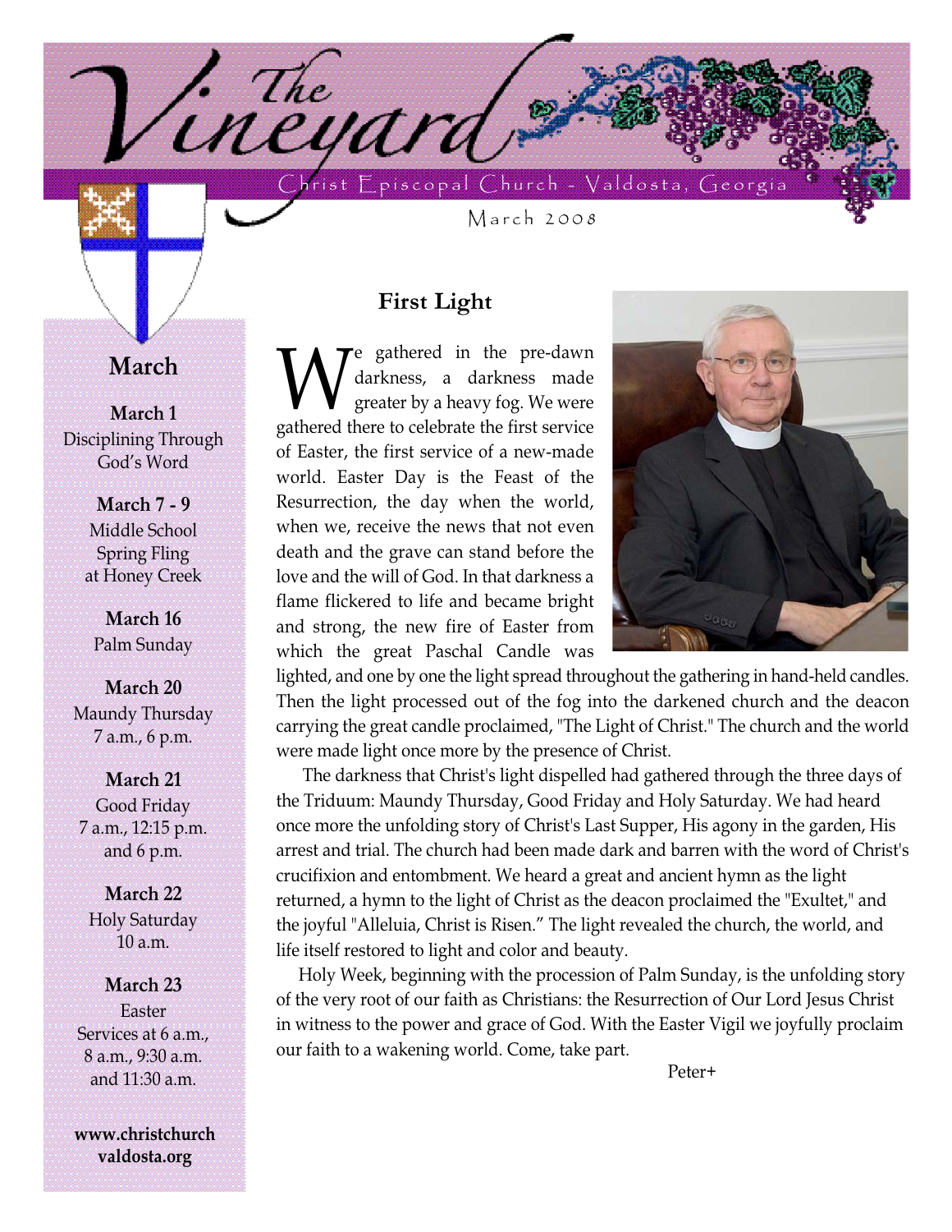# The Vineyard

Christ Episcopal Church - Valdosta, Georgia

March 2008

## March

**March 1**
Disciplining Through God's Word

**March 7 - 9**
Middle School Spring Fling at Honey Creek

**March 16**
Palm Sunday

**March 20**
Maundy Thursday
7 a.m., 6 p.m.

**March 21**
Good Friday
7 a.m., 12:15 p.m. and 6 p.m.

**March 22**
Holy Saturday
10 a.m.

**March 23**
Easter
Services at 6 a.m., 8 a.m., 9:30 a.m. and 11:30 a.m.

**www.christchurchvaldosta.org**

## First Light

We gathered in the pre-dawn darkness, a darkness made greater by a heavy fog. We were gathered there to celebrate the first service of Easter, the first service of a new-made world. Easter Day is the Feast of the Resurrection, the day when the world, when we, receive the news that not even death and the grave can stand before the love and the will of God. In that darkness a flame flickered to life and became bright and strong, the new fire of Easter from which the great Paschal Candle was lighted, and one by one the light spread throughout the gathering in hand-held candles. Then the light processed out of the fog into the darkened church and the deacon carrying the great candle proclaimed, "The Light of Christ." The church and the world were made light once more by the presence of Christ.

The darkness that Christ's light dispelled had gathered through the three days of the Triduum: Maundy Thursday, Good Friday and Holy Saturday. We had heard once more the unfolding story of Christ's Last Supper, His agony in the garden, His arrest and trial. The church had been made dark and barren with the word of Christ's crucifixion and entombment. We heard a great and ancient hymn as the light returned, a hymn to the light of Christ as the deacon proclaimed the "Exultet," and the joyful "Alleluia, Christ is Risen." The light revealed the church, the world, and life itself restored to light and color and beauty.

Holy Week, beginning with the procession of Palm Sunday, is the unfolding story of the very root of our faith as Christians: the Resurrection of Our Lord Jesus Christ in witness to the power and grace of God. With the Easter Vigil we joyfully proclaim our faith to a wakening world. Come, take part.

Peter+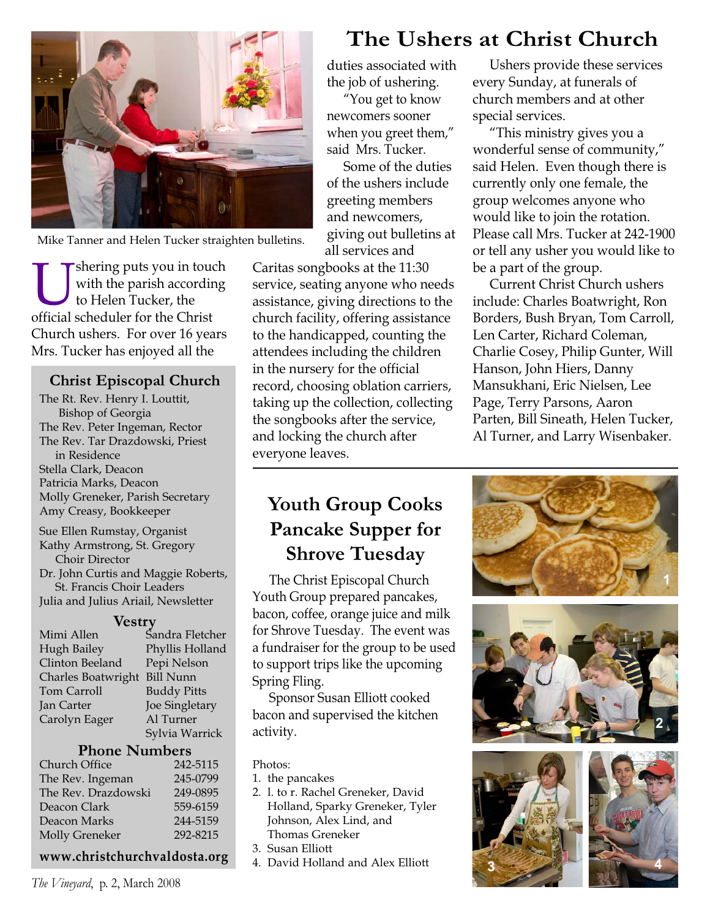# The Ushers at Christ Church

Mike Tanner and Helen Tucker straighten bulletins.

Ushering puts you in touch with the parish according to Helen Tucker, the official scheduler for the Christ Church ushers. For over 16 years Mrs. Tucker has enjoyed all the duties associated with the job of ushering.

"You get to know newcomers sooner when you greet them," said Mrs. Tucker.

Some of the duties of the ushers include greeting members and newcomers, giving out bulletins at all services and Caritas songbooks at the 11:30 service, seating anyone who needs assistance, giving directions to the church facility, offering assistance to the handicapped, counting the attendees including the children in the nursery for the official record, choosing oblation carriers, taking up the collection, collecting the songbooks after the service, and locking the church after everyone leaves.

Ushers provide these services every Sunday, at funerals of church members and at other special services.

"This ministry gives you a wonderful sense of community," said Helen. Even though there is currently only one female, the group welcomes anyone who would like to join the rotation. Please call Mrs. Tucker at 242-1900 or tell any usher you would like to be a part of the group.

Current Christ Church ushers include: Charles Boatwright, Ron Borders, Bush Bryan, Tom Carroll, Len Carter, Richard Coleman, Charlie Cosey, Philip Gunter, Will Hanson, John Hiers, Danny Mansukhani, Eric Nielsen, Lee Page, Terry Parsons, Aaron Parten, Bill Sineath, Helen Tucker, Al Turner, and Larry Wisenbaker.

## Christ Episcopal Church

The Rt. Rev. Henry I. Louttit, Bishop of Georgia
The Rev. Peter Ingeman, Rector
The Rev. Tar Drazdowski, Priest in Residence
Stella Clark, Deacon
Patricia Marks, Deacon
Molly Greneker, Parish Secretary
Amy Creasy, Bookkeeper

Sue Ellen Rumstay, Organist
Kathy Armstrong, St. Gregory Choir Director
Dr. John Curtis and Maggie Roberts, St. Francis Choir Leaders
Julia and Julius Ariail, Newsletter

### Vestry

| | |
|---|---|
| Mimi Allen | Sandra Fletcher |
| Hugh Bailey | Phyllis Holland |
| Clinton Beeland | Pepi Nelson |
| Charles Boatwright | Bill Nunn |
| Tom Carroll | Buddy Pitts |
| Jan Carter | Joe Singletary |
| Carolyn Eager | Al Turner |
| | Sylvia Warrick |

### Phone Numbers

| | |
|---|---|
| Church Office | 242-5115 |
| The Rev. Ingeman | 245-0799 |
| The Rev. Drazdowski | 249-0895 |
| Deacon Clark | 559-6159 |
| Deacon Marks | 244-5159 |
| Molly Greneker | 292-8215 |

**www.christchurchvaldosta.org**

# Youth Group Cooks Pancake Supper for Shrove Tuesday

The Christ Episcopal Church Youth Group prepared pancakes, bacon, coffee, orange juice and milk for Shrove Tuesday. The event was a fundraiser for the group to be used to support trips like the upcoming Spring Fling.

Sponsor Susan Elliott cooked bacon and supervised the kitchen activity.

Photos:
1. the pancakes
2. l. to r. Rachel Greneker, David Holland, Sparky Greneker, Tyler Johnson, Alex Lind, and Thomas Greneker
3. Susan Elliott
4. David Holland and Alex Elliott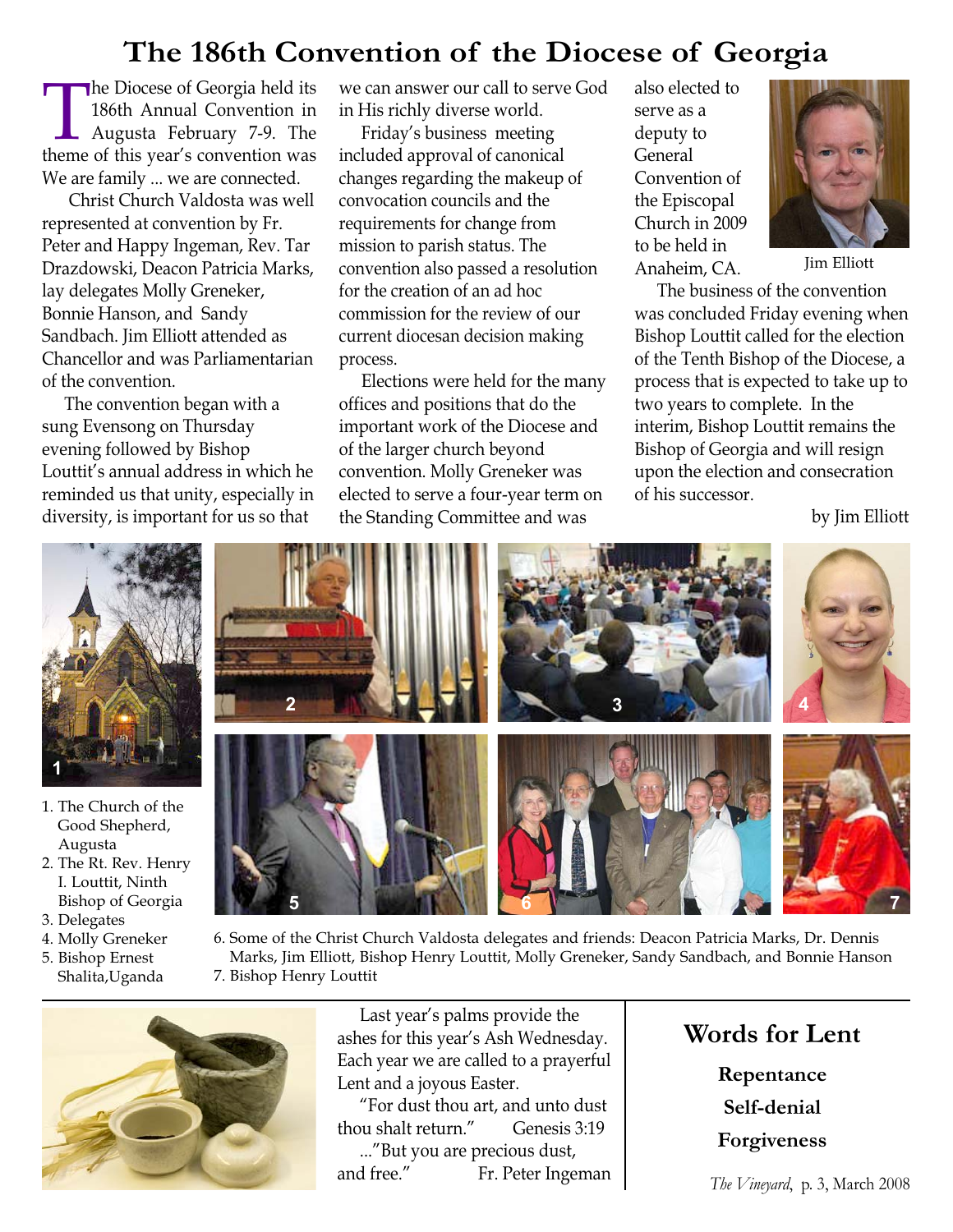# The 186th Convention of the Diocese of Georgia

The Diocese of Georgia held its 186th Annual Convention in Augusta February 7-9. The theme of this year's convention was We are family ... we are connected.

Christ Church Valdosta was well represented at convention by Fr. Peter and Happy Ingeman, Rev. Tar Drazdowski, Deacon Patricia Marks, lay delegates Molly Greneker, Bonnie Hanson, and Sandy Sandbach. Jim Elliott attended as Chancellor and was Parliamentarian of the convention.

The convention began with a sung Evensong on Thursday evening followed by Bishop Louttit's annual address in which he reminded us that unity, especially in diversity, is important for us so that we can answer our call to serve God in His richly diverse world.

Friday's business meeting included approval of canonical changes regarding the makeup of convocation councils and the requirements for change from mission to parish status. The convention also passed a resolution for the creation of an ad hoc commission for the review of our current diocesan decision making process.

Elections were held for the many offices and positions that do the important work of the Diocese and of the larger church beyond convention. Molly Greneker was elected to serve a four-year term on the Standing Committee and was also elected to serve as a deputy to General Convention of the Episcopal Church in 2009 to be held in Anaheim, CA.

Jim Elliott

The business of the convention was concluded Friday evening when Bishop Louttit called for the election of the Tenth Bishop of the Diocese, a process that is expected to take up to two years to complete. In the interim, Bishop Louttit remains the Bishop of Georgia and will resign upon the election and consecration of his successor.

by Jim Elliott

1. The Church of the Good Shepherd, Augusta
2. The Rt. Rev. Henry I. Louttit, Ninth Bishop of Georgia
3. Delegates
4. Molly Greneker
5. Bishop Ernest Shalita,Uganda
6. Some of the Christ Church Valdosta delegates and friends: Deacon Patricia Marks, Dr. Dennis Marks, Jim Elliott, Bishop Henry Louttit, Molly Greneker, Sandy Sandbach, and Bonnie Hanson
7. Bishop Henry Louttit

Last year's palms provide the ashes for this year's Ash Wednesday. Each year we are called to a prayerful Lent and a joyous Easter.

"For dust thou art, and unto dust thou shalt return." Genesis 3:19

..."But you are precious dust, and free." Fr. Peter Ingeman

## Words for Lent

**Repentance**

**Self-denial**

**Forgiveness**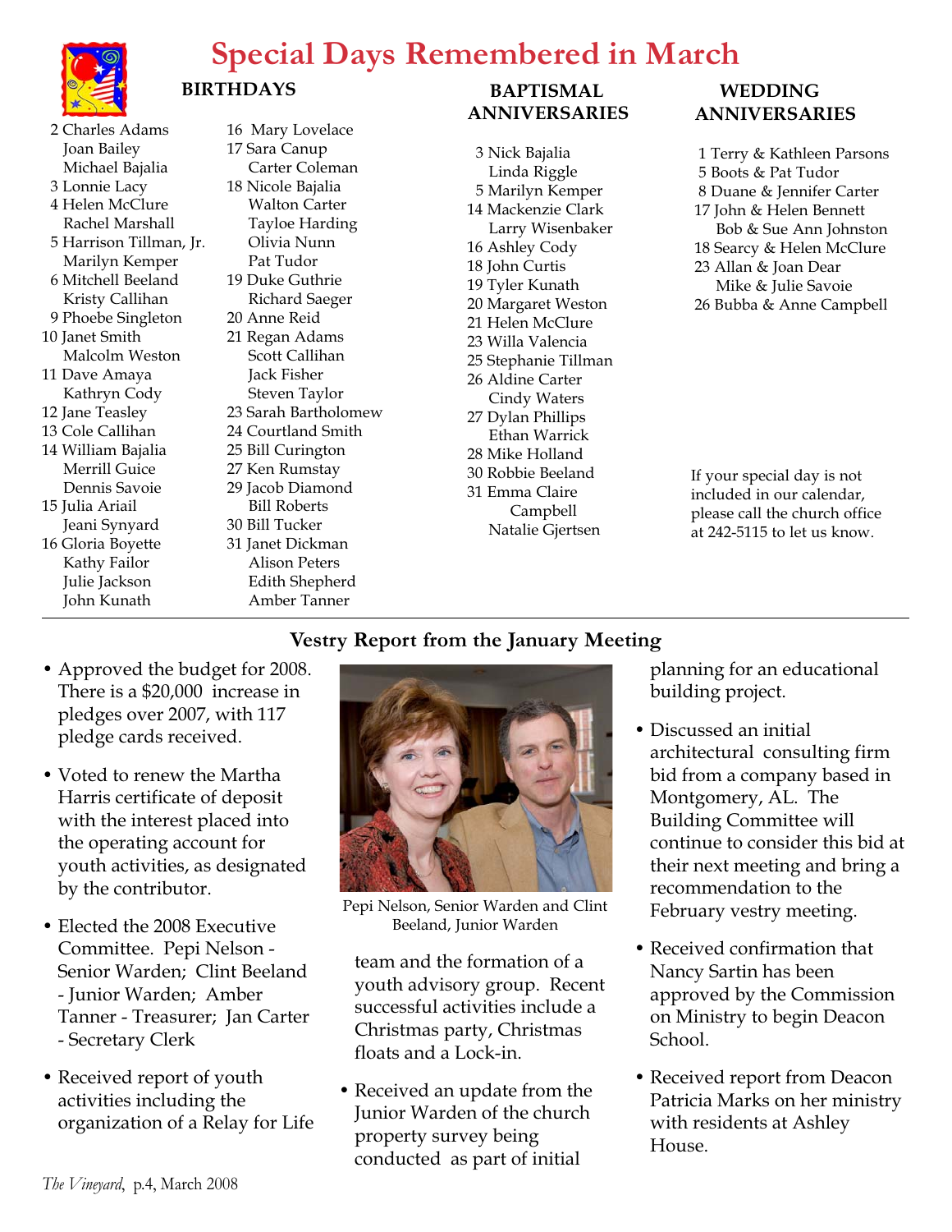# Special Days Remembered in March

## BIRTHDAYS

2 Charles Adams
Joan Bailey
Michael Bajalia
3 Lonnie Lacy
4 Helen McClure
Rachel Marshall
5 Harrison Tillman, Jr.
Marilyn Kemper
6 Mitchell Beeland
Kristy Callihan
9 Phoebe Singleton
10 Janet Smith
Malcolm Weston
11 Dave Amaya
Kathryn Cody
12 Jane Teasley
13 Cole Callihan
14 William Bajalia
Merrill Guice
Dennis Savoie
15 Julia Ariail
Jeani Synyard
16 Gloria Boyette
Kathy Failor
Julie Jackson
John Kunath
16 Mary Lovelace
17 Sara Canup
Carter Coleman
18 Nicole Bajalia
Walton Carter
Tayloe Harding
Olivia Nunn
Pat Tudor
19 Duke Guthrie
Richard Saeger
20 Anne Reid
21 Regan Adams
Scott Callihan
Jack Fisher
Steven Taylor
23 Sarah Bartholomew
24 Courtland Smith
25 Bill Curington
27 Ken Rumstay
29 Jacob Diamond
Bill Roberts
30 Bill Tucker
31 Janet Dickman
Alison Peters
Edith Shepherd
Amber Tanner

## BAPTISMAL ANNIVERSARIES

3 Nick Bajalia
Linda Riggle
5 Marilyn Kemper
14 Mackenzie Clark
Larry Wisenbaker
16 Ashley Cody
18 John Curtis
19 Tyler Kunath
20 Margaret Weston
21 Helen McClure
23 Willa Valencia
25 Stephanie Tillman
26 Aldine Carter
Cindy Waters
27 Dylan Phillips
Ethan Warrick
28 Mike Holland
30 Robbie Beeland
31 Emma Claire Campbell
Natalie Gjertsen

## WEDDING ANNIVERSARIES

1 Terry & Kathleen Parsons
5 Boots & Pat Tudor
8 Duane & Jennifer Carter
17 John & Helen Bennett
Bob & Sue Ann Johnston
18 Searcy & Helen McClure
23 Allan & Joan Dear
Mike & Julie Savoie
26 Bubba & Anne Campbell

If your special day is not included in our calendar, please call the church office at 242-5115 to let us know.

## Vestry Report from the January Meeting

- Approved the budget for 2008. There is a $20,000 increase in pledges over 2007, with 117 pledge cards received.
- Voted to renew the Martha Harris certificate of deposit with the interest placed into the operating account for youth activities, as designated by the contributor.
- Elected the 2008 Executive Committee. Pepi Nelson - Senior Warden; Clint Beeland - Junior Warden; Amber Tanner - Treasurer; Jan Carter - Secretary Clerk
- Received report of youth activities including the organization of a Relay for Life team and the formation of a youth advisory group. Recent successful activities include a Christmas party, Christmas floats and a Lock-in.

Pepi Nelson, Senior Warden and Clint Beeland, Junior Warden

- Received an update from the Junior Warden of the church property survey being conducted as part of initial planning for an educational building project.
- Discussed an initial architectural consulting firm bid from a company based in Montgomery, AL. The Building Committee will continue to consider this bid at their next meeting and bring a recommendation to the February vestry meeting.
- Received confirmation that Nancy Sartin has been approved by the Commission on Ministry to begin Deacon School.
- Received report from Deacon Patricia Marks on her ministry with residents at Ashley House.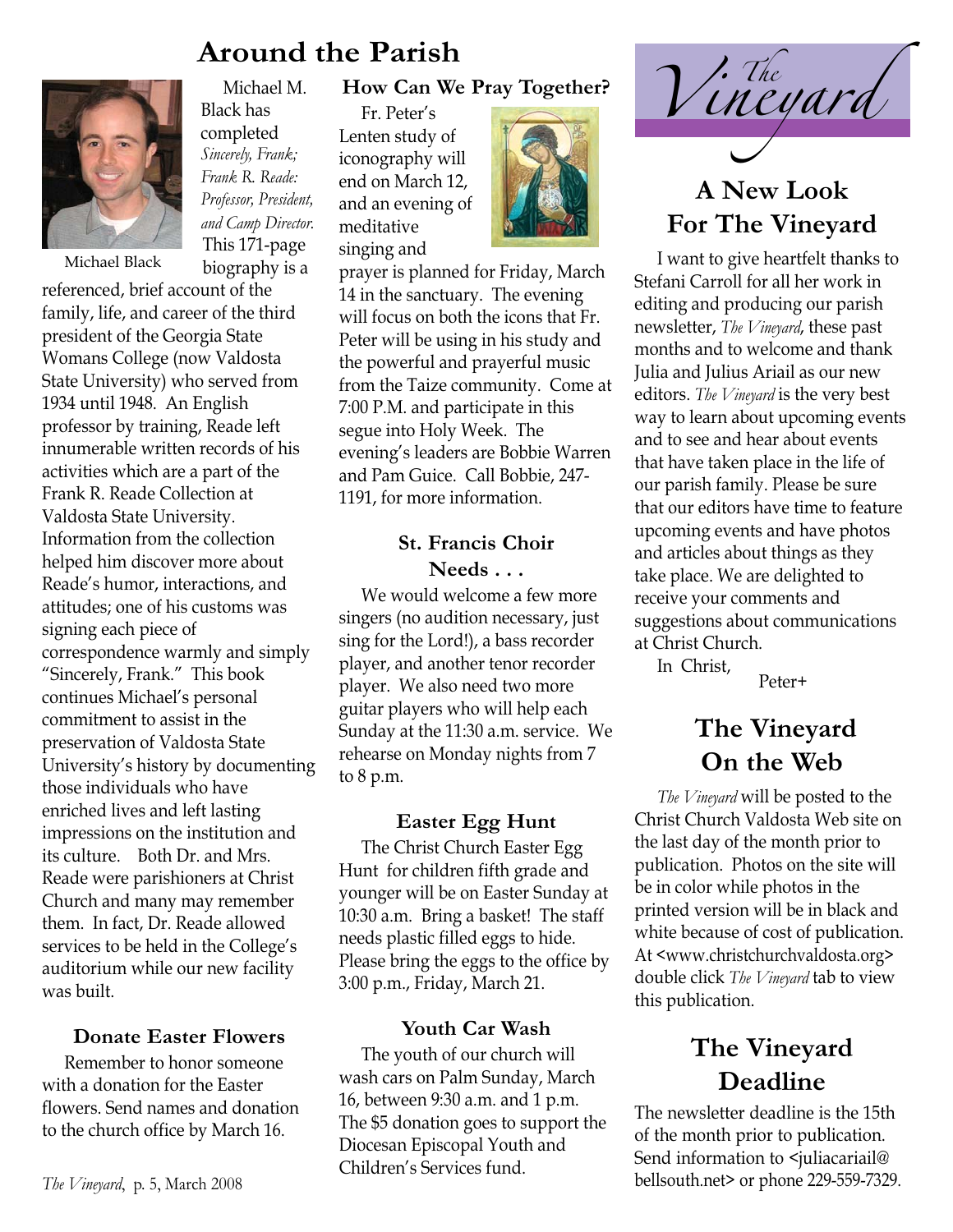# Around the Parish

Michael Black

Michael M. Black has completed *Sincerely, Frank; Frank R. Reade: Professor, President, and Camp Director.* This 171-page biography is a referenced, brief account of the family, life, and career of the third president of the Georgia State Womans College (now Valdosta State University) who served from 1934 until 1948. An English professor by training, Reade left innumerable written records of his activities which are a part of the Frank R. Reade Collection at Valdosta State University. Information from the collection helped him discover more about Reade's humor, interactions, and attitudes; one of his customs was signing each piece of correspondence warmly and simply "Sincerely, Frank." This book continues Michael's personal commitment to assist in the preservation of Valdosta State University's history by documenting those individuals who have enriched lives and left lasting impressions on the institution and its culture. Both Dr. and Mrs. Reade were parishioners at Christ Church and many may remember them. In fact, Dr. Reade allowed services to be held in the College's auditorium while our new facility was built.

### Donate Easter Flowers

Remember to honor someone with a donation for the Easter flowers. Send names and donation to the church office by March 16.

### How Can We Pray Together?

Fr. Peter's Lenten study of iconography will end on March 12, and an evening of meditative singing and prayer is planned for Friday, March 14 in the sanctuary. The evening will focus on both the icons that Fr. Peter will be using in his study and the powerful and prayerful music from the Taize community. Come at 7:00 P.M. and participate in this segue into Holy Week. The evening's leaders are Bobbie Warren and Pam Guice. Call Bobbie, 247-1191, for more information.

### St. Francis Choir Needs . . .

We would welcome a few more singers (no audition necessary, just sing for the Lord!), a bass recorder player, and another tenor recorder player. We also need two more guitar players who will help each Sunday at the 11:30 a.m. service. We rehearse on Monday nights from 7 to 8 p.m.

### Easter Egg Hunt

The Christ Church Easter Egg Hunt for children fifth grade and younger will be on Easter Sunday at 10:30 a.m. Bring a basket! The staff needs plastic filled eggs to hide. Please bring the eggs to the office by 3:00 p.m., Friday, March 21.

### Youth Car Wash

The youth of our church will wash cars on Palm Sunday, March 16, between 9:30 a.m. and 1 p.m. The $5 donation goes to support the Diocesan Episcopal Youth and Children's Services fund.

*The Vineyard*

## A New Look For The Vineyard

I want to give heartfelt thanks to Stefani Carroll for all her work in editing and producing our parish newsletter, *The Vineyard*, these past months and to welcome and thank Julia and Julius Ariail as our new editors. *The Vineyard* is the very best way to learn about upcoming events and to see and hear about events that have taken place in the life of our parish family. Please be sure that our editors have time to feature upcoming events and have photos and articles about things as they take place. We are delighted to receive your comments and suggestions about communications at Christ Church.

In Christ,

Peter+

## The Vineyard On the Web

*The Vineyard* will be posted to the Christ Church Valdosta Web site on the last day of the month prior to publication. Photos on the site will be in color while photos in the printed version will be in black and white because of cost of publication. At <www.christchurchvaldosta.org> double click *The Vineyard* tab to view this publication.

## The Vineyard Deadline

The newsletter deadline is the 15th of the month prior to publication. Send information to <juliacariail@bellsouth.net> or phone 229-559-7329.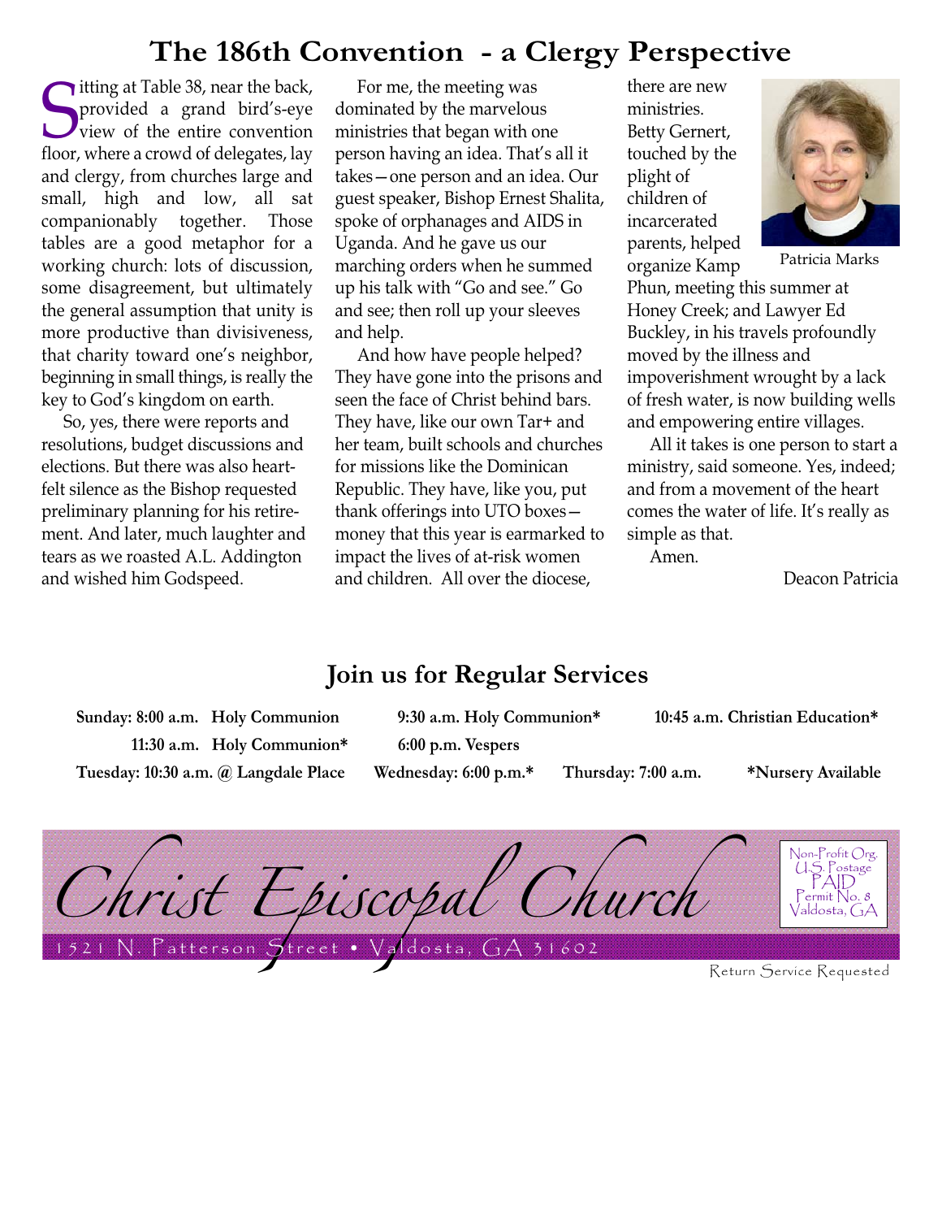## The 186th Convention - a Clergy Perspective

Sitting at Table 38, near the back, provided a grand bird's-eye view of the entire convention floor, where a crowd of delegates, lay and clergy, from churches large and small, high and low, all sat companionably together. Those tables are a good metaphor for a working church: lots of discussion, some disagreement, but ultimately the general assumption that unity is more productive than divisiveness, that charity toward one's neighbor, beginning in small things, is really the key to God's kingdom on earth.

So, yes, there were reports and resolutions, budget discussions and elections. But there was also heart-felt silence as the Bishop requested preliminary planning for his retirement. And later, much laughter and tears as we roasted A.L. Addington and wished him Godspeed.

For me, the meeting was dominated by the marvelous ministries that began with one person having an idea. That's all it takes—one person and an idea. Our guest speaker, Bishop Ernest Shalita, spoke of orphanages and AIDS in Uganda. And he gave us our marching orders when he summed up his talk with "Go and see." Go and see; then roll up your sleeves and help.

And how have people helped? They have gone into the prisons and seen the face of Christ behind bars. They have, like our own Tar+ and her team, built schools and churches for missions like the Dominican Republic. They have, like you, put thank offerings into UTO boxes—money that this year is earmarked to impact the lives of at-risk women and children. All over the diocese, there are new ministries. Betty Gernert, touched by the plight of children of incarcerated parents, helped organize Kamp Phun, meeting this summer at Honey Creek; and Lawyer Ed Buckley, in his travels profoundly moved by the illness and impoverishment wrought by a lack of fresh water, is now building wells and empowering entire villages.

Patricia Marks

All it takes is one person to start a ministry, said someone. Yes, indeed; and from a movement of the heart comes the water of life. It's really as simple as that.

Amen.

Deacon Patricia

## Join us for Regular Services

**Sunday: 8:00 a.m. Holy Communion** **9:30 a.m. Holy Communion*** **10:45 a.m. Christian Education***

**11:30 a.m. Holy Communion*** **6:00 p.m. Vespers**

**Tuesday: 10:30 a.m. @ Langdale Place** **Wednesday: 6:00 p.m.*** **Thursday: 7:00 a.m.** ***Nursery Available**

*Christ Episcopal Church*

1521 N. Patterson Street • Valdosta, GA 31602

Non-Profit Org.
U.S. Postage
PAID
Permit No. 8
Valdosta, GA

Return Service Requested